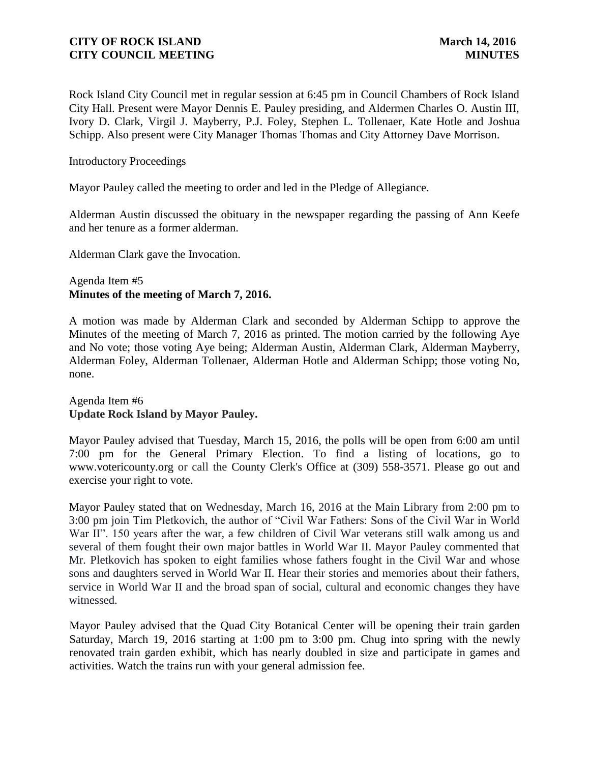Rock Island City Council met in regular session at 6:45 pm in Council Chambers of Rock Island City Hall. Present were Mayor Dennis E. Pauley presiding, and Aldermen Charles O. Austin III, Ivory D. Clark, Virgil J. Mayberry, P.J. Foley, Stephen L. Tollenaer, Kate Hotle and Joshua Schipp. Also present were City Manager Thomas Thomas and City Attorney Dave Morrison.

Introductory Proceedings

Mayor Pauley called the meeting to order and led in the Pledge of Allegiance.

Alderman Austin discussed the obituary in the newspaper regarding the passing of Ann Keefe and her tenure as a former alderman.

Alderman Clark gave the Invocation.

Agenda Item #5
**Minutes of the meeting of March 7, 2016.**

A motion was made by Alderman Clark and seconded by Alderman Schipp to approve the Minutes of the meeting of March 7, 2016 as printed. The motion carried by the following Aye and No vote; those voting Aye being; Alderman Austin, Alderman Clark, Alderman Mayberry, Alderman Foley, Alderman Tollenaer, Alderman Hotle and Alderman Schipp; those voting No, none.

Agenda Item #6
**Update Rock Island by Mayor Pauley.**

Mayor Pauley advised that Tuesday, March 15, 2016, the polls will be open from 6:00 am until 7:00 pm for the General Primary Election. To find a listing of locations, go to www.votericounty.org or call the County Clerk's Office at (309) 558-3571. Please go out and exercise your right to vote.

Mayor Pauley stated that on Wednesday, March 16, 2016 at the Main Library from 2:00 pm to 3:00 pm join Tim Pletkovich, the author of "Civil War Fathers: Sons of the Civil War in World War II". 150 years after the war, a few children of Civil War veterans still walk among us and several of them fought their own major battles in World War II. Mayor Pauley commented that Mr. Pletkovich has spoken to eight families whose fathers fought in the Civil War and whose sons and daughters served in World War II. Hear their stories and memories about their fathers, service in World War II and the broad span of social, cultural and economic changes they have witnessed.

Mayor Pauley advised that the Quad City Botanical Center will be opening their train garden Saturday, March 19, 2016 starting at 1:00 pm to 3:00 pm. Chug into spring with the newly renovated train garden exhibit, which has nearly doubled in size and participate in games and activities. Watch the trains run with your general admission fee.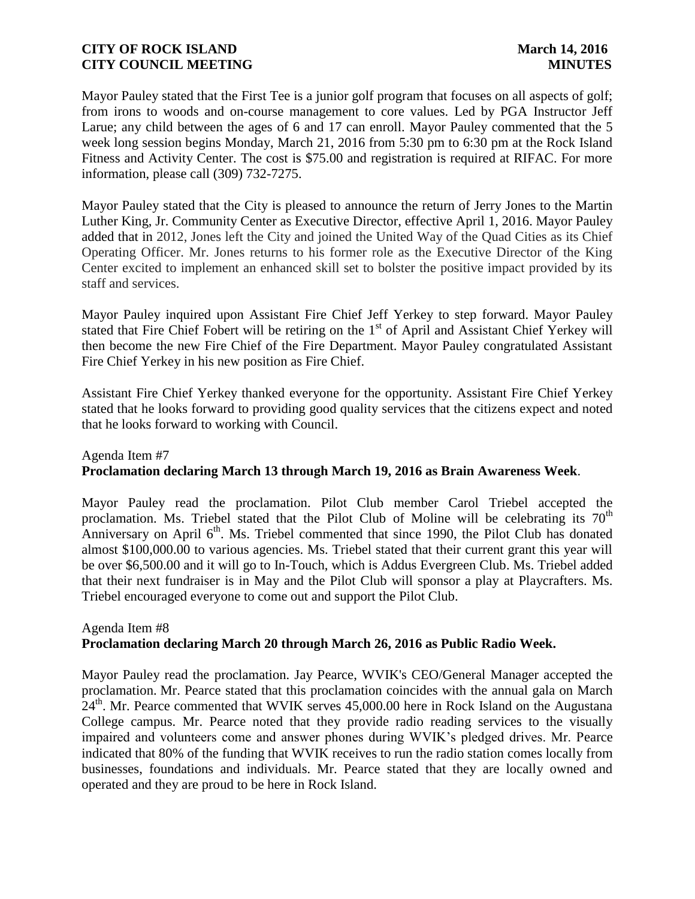Mayor Pauley stated that the First Tee is a junior golf program that focuses on all aspects of golf; from irons to woods and on-course management to core values. Led by PGA Instructor Jeff Larue; any child between the ages of 6 and 17 can enroll. Mayor Pauley commented that the 5 week long session begins Monday, March 21, 2016 from 5:30 pm to 6:30 pm at the Rock Island Fitness and Activity Center. The cost is $75.00 and registration is required at RIFAC. For more information, please call (309) 732-7275.

Mayor Pauley stated that the City is pleased to announce the return of Jerry Jones to the Martin Luther King, Jr. Community Center as Executive Director, effective April 1, 2016. Mayor Pauley added that in 2012, Jones left the City and joined the United Way of the Quad Cities as its Chief Operating Officer. Mr. Jones returns to his former role as the Executive Director of the King Center excited to implement an enhanced skill set to bolster the positive impact provided by its staff and services.

Mayor Pauley inquired upon Assistant Fire Chief Jeff Yerkey to step forward. Mayor Pauley stated that Fire Chief Fobert will be retiring on the 1st of April and Assistant Chief Yerkey will then become the new Fire Chief of the Fire Department. Mayor Pauley congratulated Assistant Fire Chief Yerkey in his new position as Fire Chief.

Assistant Fire Chief Yerkey thanked everyone for the opportunity. Assistant Fire Chief Yerkey stated that he looks forward to providing good quality services that the citizens expect and noted that he looks forward to working with Council.

Agenda Item #7

**Proclamation declaring March 13 through March 19, 2016 as Brain Awareness Week**.

Mayor Pauley read the proclamation. Pilot Club member Carol Triebel accepted the proclamation. Ms. Triebel stated that the Pilot Club of Moline will be celebrating its 70th Anniversary on April 6th. Ms. Triebel commented that since 1990, the Pilot Club has donated almost $100,000.00 to various agencies. Ms. Triebel stated that their current grant this year will be over $6,500.00 and it will go to In-Touch, which is Addus Evergreen Club. Ms. Triebel added that their next fundraiser is in May and the Pilot Club will sponsor a play at Playcrafters. Ms. Triebel encouraged everyone to come out and support the Pilot Club.

Agenda Item #8

**Proclamation declaring March 20 through March 26, 2016 as Public Radio Week.**

Mayor Pauley read the proclamation. Jay Pearce, WVIK's CEO/General Manager accepted the proclamation. Mr. Pearce stated that this proclamation coincides with the annual gala on March 24th. Mr. Pearce commented that WVIK serves 45,000.00 here in Rock Island on the Augustana College campus. Mr. Pearce noted that they provide radio reading services to the visually impaired and volunteers come and answer phones during WVIK's pledged drives. Mr. Pearce indicated that 80% of the funding that WVIK receives to run the radio station comes locally from businesses, foundations and individuals. Mr. Pearce stated that they are locally owned and operated and they are proud to be here in Rock Island.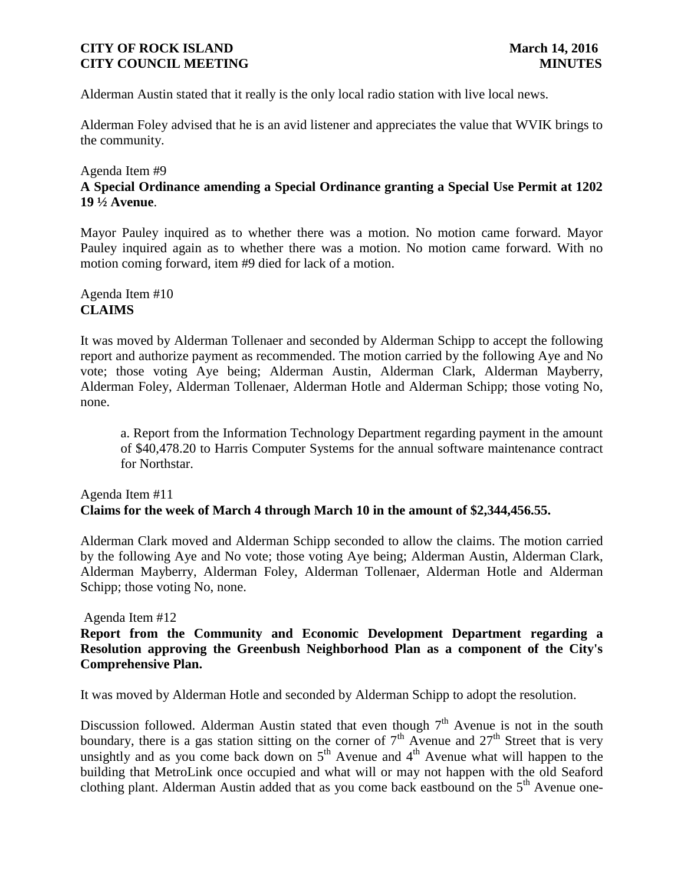Alderman Austin stated that it really is the only local radio station with live local news.

Alderman Foley advised that he is an avid listener and appreciates the value that WVIK brings to the community.

Agenda Item #9
**A Special Ordinance amending a Special Ordinance granting a Special Use Permit at 1202 19 ½ Avenue**.

Mayor Pauley inquired as to whether there was a motion. No motion came forward. Mayor Pauley inquired again as to whether there was a motion. No motion came forward. With no motion coming forward, item #9 died for lack of a motion.

Agenda Item #10
**CLAIMS**

It was moved by Alderman Tollenaer and seconded by Alderman Schipp to accept the following report and authorize payment as recommended. The motion carried by the following Aye and No vote; those voting Aye being; Alderman Austin, Alderman Clark, Alderman Mayberry, Alderman Foley, Alderman Tollenaer, Alderman Hotle and Alderman Schipp; those voting No, none.

a. Report from the Information Technology Department regarding payment in the amount of $40,478.20 to Harris Computer Systems for the annual software maintenance contract for Northstar.

Agenda Item #11
**Claims for the week of March 4 through March 10 in the amount of $2,344,456.55.**

Alderman Clark moved and Alderman Schipp seconded to allow the claims. The motion carried by the following Aye and No vote; those voting Aye being; Alderman Austin, Alderman Clark, Alderman Mayberry, Alderman Foley, Alderman Tollenaer, Alderman Hotle and Alderman Schipp; those voting No, none.

Agenda Item #12
**Report from the Community and Economic Development Department regarding a Resolution approving the Greenbush Neighborhood Plan as a component of the City's Comprehensive Plan.**

It was moved by Alderman Hotle and seconded by Alderman Schipp to adopt the resolution.

Discussion followed. Alderman Austin stated that even though 7th Avenue is not in the south boundary, there is a gas station sitting on the corner of 7th Avenue and 27th Street that is very unsightly and as you come back down on 5th Avenue and 4th Avenue what will happen to the building that MetroLink once occupied and what will or may not happen with the old Seaford clothing plant. Alderman Austin added that as you come back eastbound on the 5th Avenue one-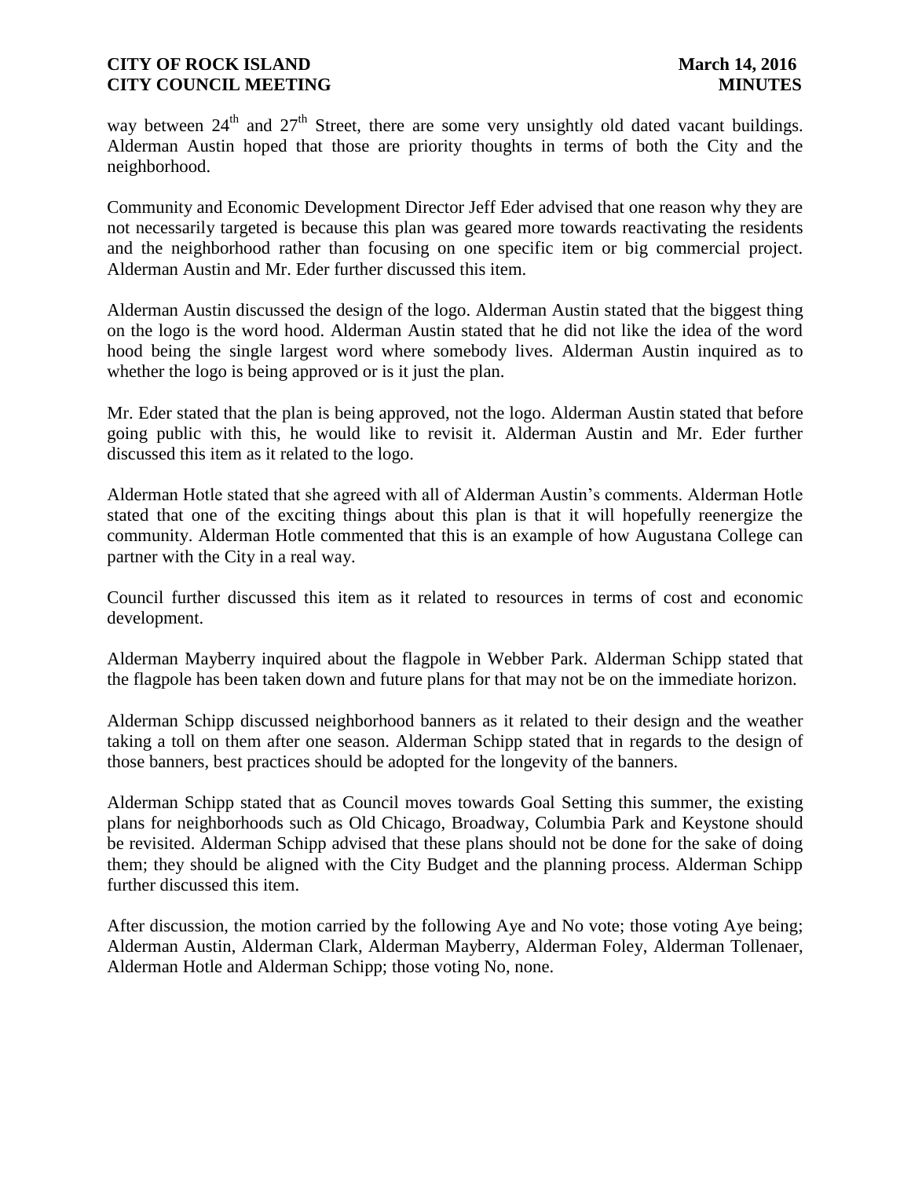way between $24^{th}$ and $27^{th}$ Street, there are some very unsightly old dated vacant buildings. Alderman Austin hoped that those are priority thoughts in terms of both the City and the neighborhood.

Community and Economic Development Director Jeff Eder advised that one reason why they are not necessarily targeted is because this plan was geared more towards reactivating the residents and the neighborhood rather than focusing on one specific item or big commercial project. Alderman Austin and Mr. Eder further discussed this item.

Alderman Austin discussed the design of the logo. Alderman Austin stated that the biggest thing on the logo is the word hood. Alderman Austin stated that he did not like the idea of the word hood being the single largest word where somebody lives. Alderman Austin inquired as to whether the logo is being approved or is it just the plan.

Mr. Eder stated that the plan is being approved, not the logo. Alderman Austin stated that before going public with this, he would like to revisit it. Alderman Austin and Mr. Eder further discussed this item as it related to the logo.

Alderman Hotle stated that she agreed with all of Alderman Austin's comments. Alderman Hotle stated that one of the exciting things about this plan is that it will hopefully reenergize the community. Alderman Hotle commented that this is an example of how Augustana College can partner with the City in a real way.

Council further discussed this item as it related to resources in terms of cost and economic development.

Alderman Mayberry inquired about the flagpole in Webber Park. Alderman Schipp stated that the flagpole has been taken down and future plans for that may not be on the immediate horizon.

Alderman Schipp discussed neighborhood banners as it related to their design and the weather taking a toll on them after one season. Alderman Schipp stated that in regards to the design of those banners, best practices should be adopted for the longevity of the banners.

Alderman Schipp stated that as Council moves towards Goal Setting this summer, the existing plans for neighborhoods such as Old Chicago, Broadway, Columbia Park and Keystone should be revisited. Alderman Schipp advised that these plans should not be done for the sake of doing them; they should be aligned with the City Budget and the planning process. Alderman Schipp further discussed this item.

After discussion, the motion carried by the following Aye and No vote; those voting Aye being; Alderman Austin, Alderman Clark, Alderman Mayberry, Alderman Foley, Alderman Tollenaer, Alderman Hotle and Alderman Schipp; those voting No, none.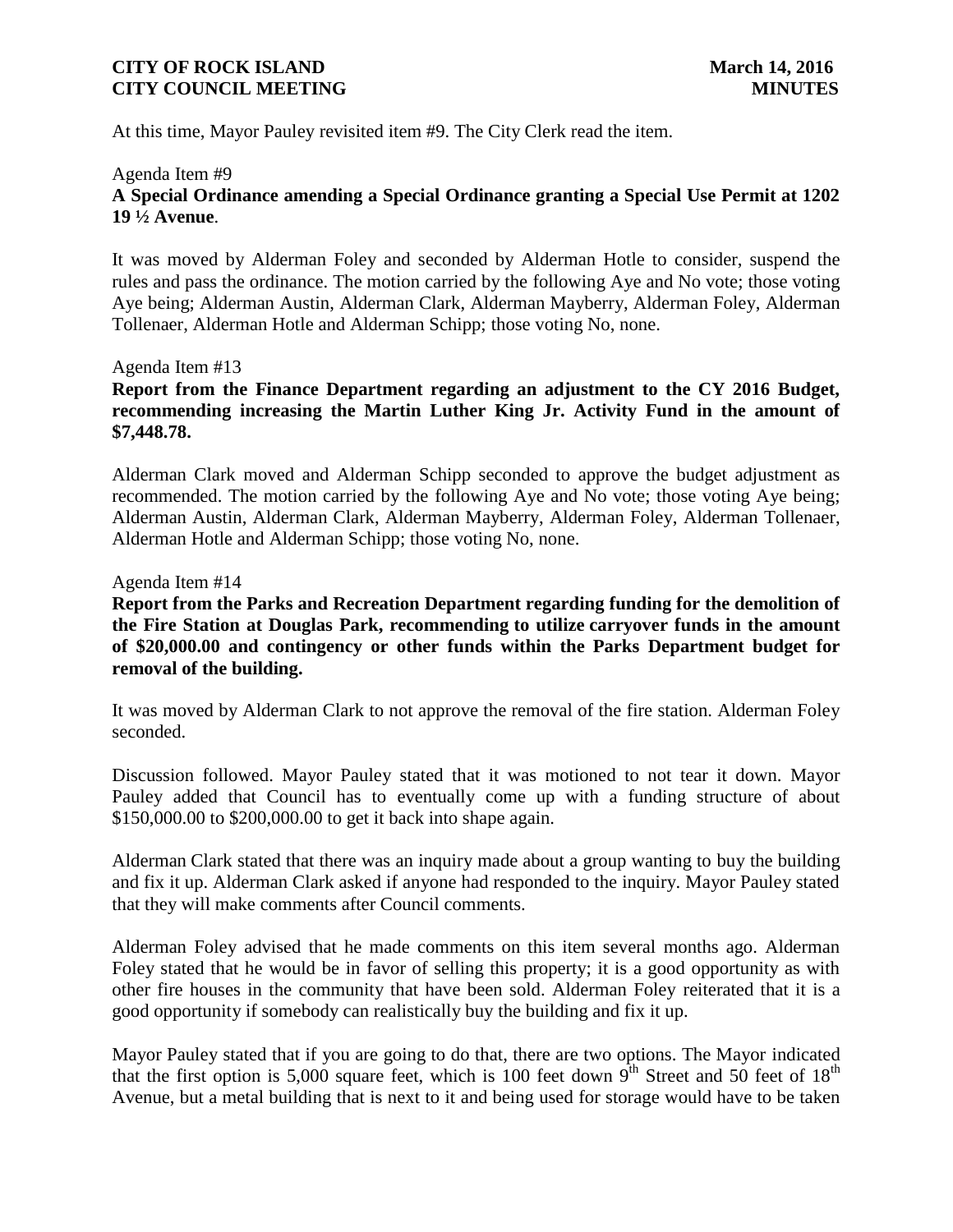At this time, Mayor Pauley revisited item #9. The City Clerk read the item.

Agenda Item #9

**A Special Ordinance amending a Special Ordinance granting a Special Use Permit at 1202 19 ½ Avenue**.

It was moved by Alderman Foley and seconded by Alderman Hotle to consider, suspend the rules and pass the ordinance. The motion carried by the following Aye and No vote; those voting Aye being; Alderman Austin, Alderman Clark, Alderman Mayberry, Alderman Foley, Alderman Tollenaer, Alderman Hotle and Alderman Schipp; those voting No, none.

Agenda Item #13

**Report from the Finance Department regarding an adjustment to the CY 2016 Budget, recommending increasing the Martin Luther King Jr. Activity Fund in the amount of $7,448.78.**

Alderman Clark moved and Alderman Schipp seconded to approve the budget adjustment as recommended. The motion carried by the following Aye and No vote; those voting Aye being; Alderman Austin, Alderman Clark, Alderman Mayberry, Alderman Foley, Alderman Tollenaer, Alderman Hotle and Alderman Schipp; those voting No, none.

Agenda Item #14

**Report from the Parks and Recreation Department regarding funding for the demolition of the Fire Station at Douglas Park, recommending to utilize carryover funds in the amount of $20,000.00 and contingency or other funds within the Parks Department budget for removal of the building.**

It was moved by Alderman Clark to not approve the removal of the fire station. Alderman Foley seconded.

Discussion followed. Mayor Pauley stated that it was motioned to not tear it down. Mayor Pauley added that Council has to eventually come up with a funding structure of about $150,000.00 to $200,000.00 to get it back into shape again.

Alderman Clark stated that there was an inquiry made about a group wanting to buy the building and fix it up. Alderman Clark asked if anyone had responded to the inquiry. Mayor Pauley stated that they will make comments after Council comments.

Alderman Foley advised that he made comments on this item several months ago. Alderman Foley stated that he would be in favor of selling this property; it is a good opportunity as with other fire houses in the community that have been sold. Alderman Foley reiterated that it is a good opportunity if somebody can realistically buy the building and fix it up.

Mayor Pauley stated that if you are going to do that, there are two options. The Mayor indicated that the first option is 5,000 square feet, which is 100 feet down 9th Street and 50 feet of 18th Avenue, but a metal building that is next to it and being used for storage would have to be taken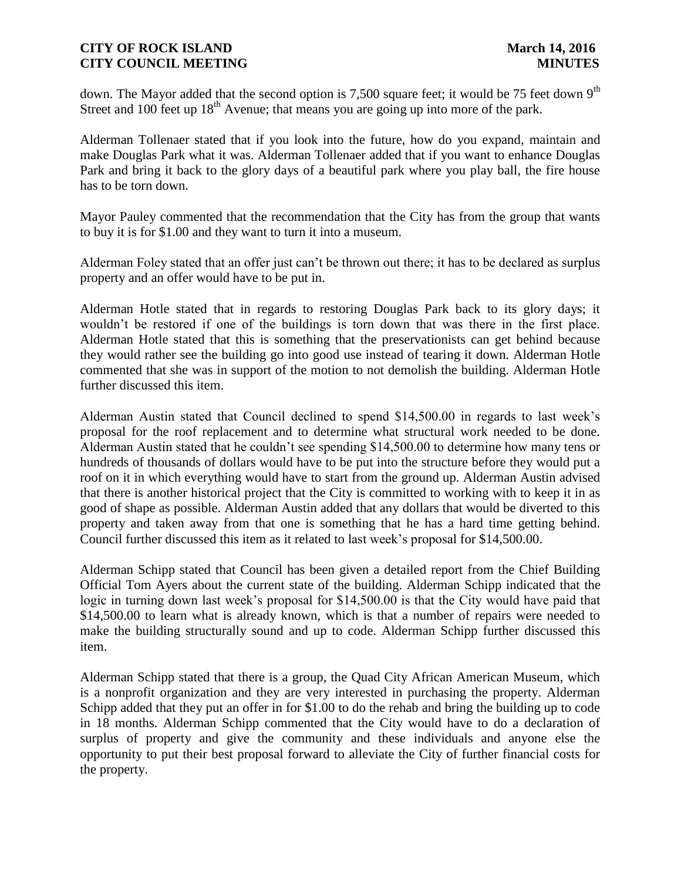down. The Mayor added that the second option is 7,500 square feet; it would be 75 feet down 9th Street and 100 feet up 18th Avenue; that means you are going up into more of the park.

Alderman Tollenaer stated that if you look into the future, how do you expand, maintain and make Douglas Park what it was. Alderman Tollenaer added that if you want to enhance Douglas Park and bring it back to the glory days of a beautiful park where you play ball, the fire house has to be torn down.

Mayor Pauley commented that the recommendation that the City has from the group that wants to buy it is for $1.00 and they want to turn it into a museum.

Alderman Foley stated that an offer just can't be thrown out there; it has to be declared as surplus property and an offer would have to be put in.

Alderman Hotle stated that in regards to restoring Douglas Park back to its glory days; it wouldn't be restored if one of the buildings is torn down that was there in the first place. Alderman Hotle stated that this is something that the preservationists can get behind because they would rather see the building go into good use instead of tearing it down. Alderman Hotle commented that she was in support of the motion to not demolish the building. Alderman Hotle further discussed this item.

Alderman Austin stated that Council declined to spend $14,500.00 in regards to last week's proposal for the roof replacement and to determine what structural work needed to be done. Alderman Austin stated that he couldn't see spending $14,500.00 to determine how many tens or hundreds of thousands of dollars would have to be put into the structure before they would put a roof on it in which everything would have to start from the ground up. Alderman Austin advised that there is another historical project that the City is committed to working with to keep it in as good of shape as possible. Alderman Austin added that any dollars that would be diverted to this property and taken away from that one is something that he has a hard time getting behind. Council further discussed this item as it related to last week's proposal for $14,500.00.

Alderman Schipp stated that Council has been given a detailed report from the Chief Building Official Tom Ayers about the current state of the building. Alderman Schipp indicated that the logic in turning down last week's proposal for $14,500.00 is that the City would have paid that $14,500.00 to learn what is already known, which is that a number of repairs were needed to make the building structurally sound and up to code. Alderman Schipp further discussed this item.

Alderman Schipp stated that there is a group, the Quad City African American Museum, which is a nonprofit organization and they are very interested in purchasing the property. Alderman Schipp added that they put an offer in for $1.00 to do the rehab and bring the building up to code in 18 months. Alderman Schipp commented that the City would have to do a declaration of surplus of property and give the community and these individuals and anyone else the opportunity to put their best proposal forward to alleviate the City of further financial costs for the property.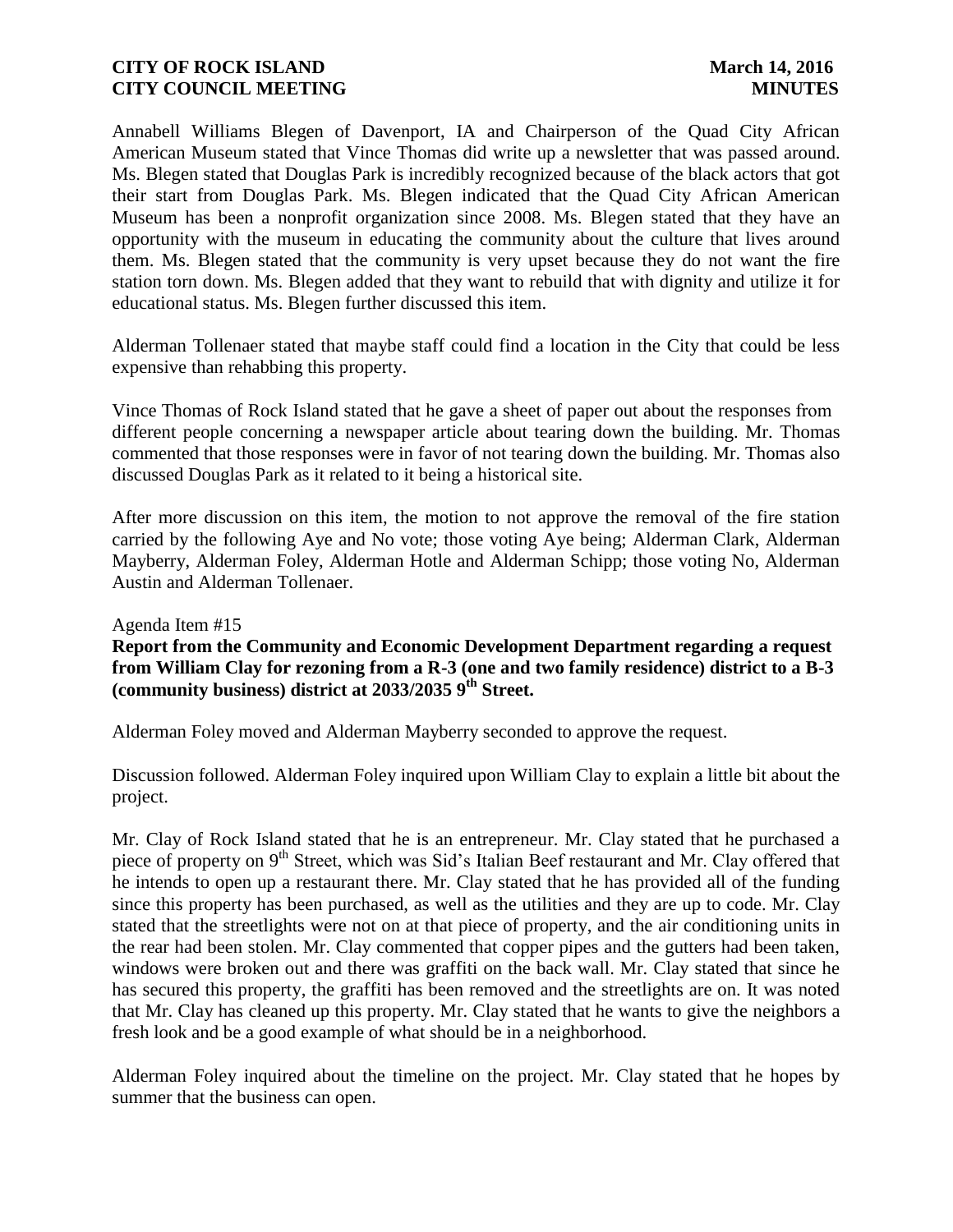Annabell Williams Blegen of Davenport, IA and Chairperson of the Quad City African American Museum stated that Vince Thomas did write up a newsletter that was passed around. Ms. Blegen stated that Douglas Park is incredibly recognized because of the black actors that got their start from Douglas Park. Ms. Blegen indicated that the Quad City African American Museum has been a nonprofit organization since 2008. Ms. Blegen stated that they have an opportunity with the museum in educating the community about the culture that lives around them. Ms. Blegen stated that the community is very upset because they do not want the fire station torn down. Ms. Blegen added that they want to rebuild that with dignity and utilize it for educational status. Ms. Blegen further discussed this item.

Alderman Tollenaer stated that maybe staff could find a location in the City that could be less expensive than rehabbing this property.

Vince Thomas of Rock Island stated that he gave a sheet of paper out about the responses from different people concerning a newspaper article about tearing down the building. Mr. Thomas commented that those responses were in favor of not tearing down the building. Mr. Thomas also discussed Douglas Park as it related to it being a historical site.

After more discussion on this item, the motion to not approve the removal of the fire station carried by the following Aye and No vote; those voting Aye being; Alderman Clark, Alderman Mayberry, Alderman Foley, Alderman Hotle and Alderman Schipp; those voting No, Alderman Austin and Alderman Tollenaer.

Agenda Item #15

**Report from the Community and Economic Development Department regarding a request from William Clay for rezoning from a R-3 (one and two family residence) district to a B-3 (community business) district at 2033/2035 9th Street.**

Alderman Foley moved and Alderman Mayberry seconded to approve the request.

Discussion followed. Alderman Foley inquired upon William Clay to explain a little bit about the project.

Mr. Clay of Rock Island stated that he is an entrepreneur. Mr. Clay stated that he purchased a piece of property on 9th Street, which was Sid's Italian Beef restaurant and Mr. Clay offered that he intends to open up a restaurant there. Mr. Clay stated that he has provided all of the funding since this property has been purchased, as well as the utilities and they are up to code. Mr. Clay stated that the streetlights were not on at that piece of property, and the air conditioning units in the rear had been stolen. Mr. Clay commented that copper pipes and the gutters had been taken, windows were broken out and there was graffiti on the back wall. Mr. Clay stated that since he has secured this property, the graffiti has been removed and the streetlights are on. It was noted that Mr. Clay has cleaned up this property. Mr. Clay stated that he wants to give the neighbors a fresh look and be a good example of what should be in a neighborhood.

Alderman Foley inquired about the timeline on the project. Mr. Clay stated that he hopes by summer that the business can open.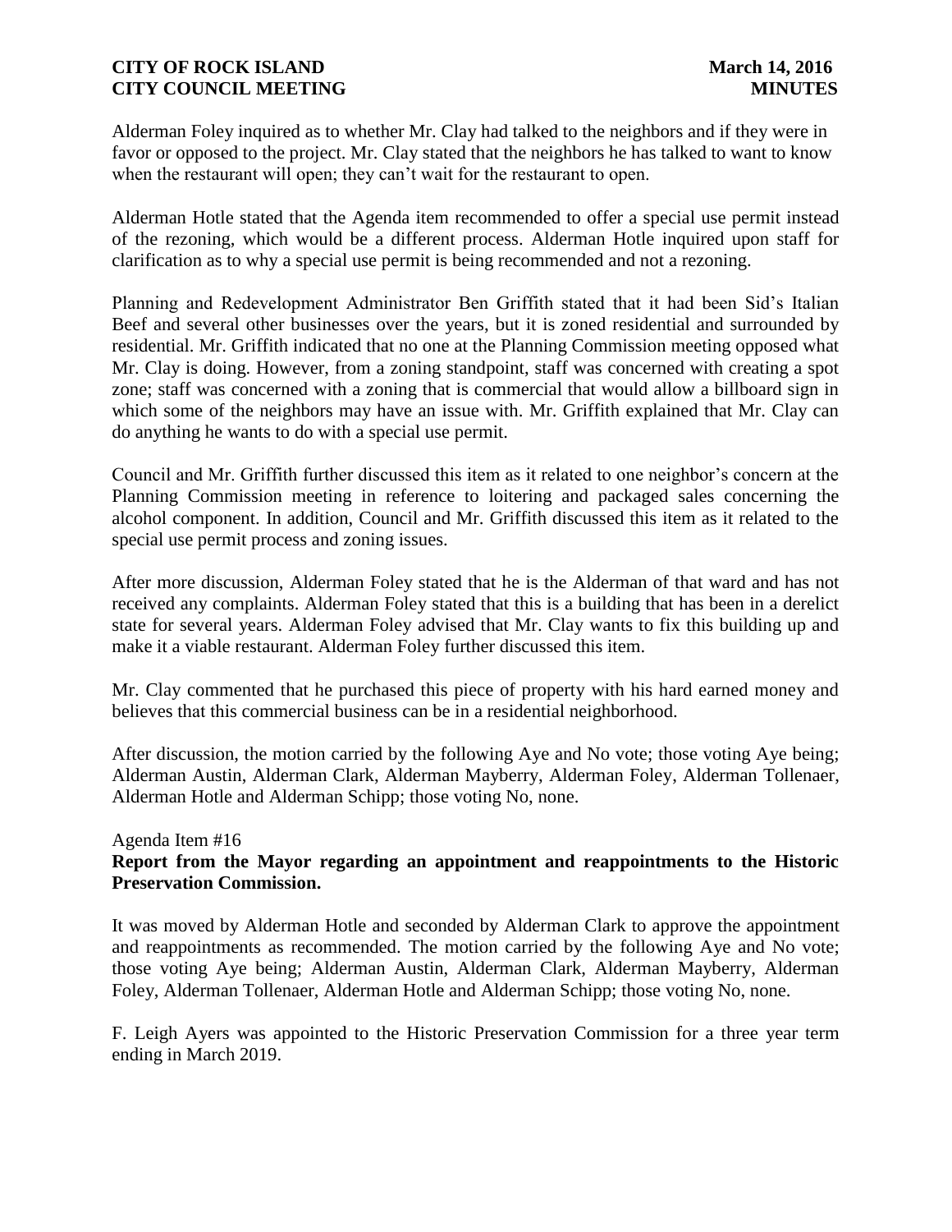Alderman Foley inquired as to whether Mr. Clay had talked to the neighbors and if they were in favor or opposed to the project. Mr. Clay stated that the neighbors he has talked to want to know when the restaurant will open; they can't wait for the restaurant to open.

Alderman Hotle stated that the Agenda item recommended to offer a special use permit instead of the rezoning, which would be a different process. Alderman Hotle inquired upon staff for clarification as to why a special use permit is being recommended and not a rezoning.

Planning and Redevelopment Administrator Ben Griffith stated that it had been Sid's Italian Beef and several other businesses over the years, but it is zoned residential and surrounded by residential. Mr. Griffith indicated that no one at the Planning Commission meeting opposed what Mr. Clay is doing. However, from a zoning standpoint, staff was concerned with creating a spot zone; staff was concerned with a zoning that is commercial that would allow a billboard sign in which some of the neighbors may have an issue with. Mr. Griffith explained that Mr. Clay can do anything he wants to do with a special use permit.

Council and Mr. Griffith further discussed this item as it related to one neighbor's concern at the Planning Commission meeting in reference to loitering and packaged sales concerning the alcohol component. In addition, Council and Mr. Griffith discussed this item as it related to the special use permit process and zoning issues.

After more discussion, Alderman Foley stated that he is the Alderman of that ward and has not received any complaints. Alderman Foley stated that this is a building that has been in a derelict state for several years. Alderman Foley advised that Mr. Clay wants to fix this building up and make it a viable restaurant. Alderman Foley further discussed this item.

Mr. Clay commented that he purchased this piece of property with his hard earned money and believes that this commercial business can be in a residential neighborhood.

After discussion, the motion carried by the following Aye and No vote; those voting Aye being; Alderman Austin, Alderman Clark, Alderman Mayberry, Alderman Foley, Alderman Tollenaer, Alderman Hotle and Alderman Schipp; those voting No, none.

Agenda Item #16

**Report from the Mayor regarding an appointment and reappointments to the Historic Preservation Commission.**

It was moved by Alderman Hotle and seconded by Alderman Clark to approve the appointment and reappointments as recommended. The motion carried by the following Aye and No vote; those voting Aye being; Alderman Austin, Alderman Clark, Alderman Mayberry, Alderman Foley, Alderman Tollenaer, Alderman Hotle and Alderman Schipp; those voting No, none.

F. Leigh Ayers was appointed to the Historic Preservation Commission for a three year term ending in March 2019.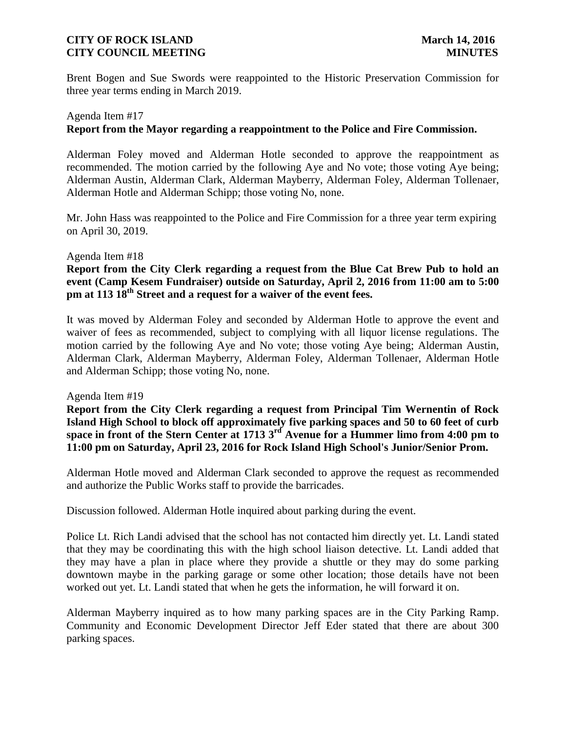Brent Bogen and Sue Swords were reappointed to the Historic Preservation Commission for three year terms ending in March 2019.

Agenda Item #17

**Report from the Mayor regarding a reappointment to the Police and Fire Commission.**

Alderman Foley moved and Alderman Hotle seconded to approve the reappointment as recommended. The motion carried by the following Aye and No vote; those voting Aye being; Alderman Austin, Alderman Clark, Alderman Mayberry, Alderman Foley, Alderman Tollenaer, Alderman Hotle and Alderman Schipp; those voting No, none.

Mr. John Hass was reappointed to the Police and Fire Commission for a three year term expiring on April 30, 2019.

Agenda Item #18

**Report from the City Clerk regarding a request from the Blue Cat Brew Pub to hold an event (Camp Kesem Fundraiser) outside on Saturday, April 2, 2016 from 11:00 am to 5:00 pm at 113 18th Street and a request for a waiver of the event fees.**

It was moved by Alderman Foley and seconded by Alderman Hotle to approve the event and waiver of fees as recommended, subject to complying with all liquor license regulations. The motion carried by the following Aye and No vote; those voting Aye being; Alderman Austin, Alderman Clark, Alderman Mayberry, Alderman Foley, Alderman Tollenaer, Alderman Hotle and Alderman Schipp; those voting No, none.

Agenda Item #19

**Report from the City Clerk regarding a request from Principal Tim Wernentin of Rock Island High School to block off approximately five parking spaces and 50 to 60 feet of curb space in front of the Stern Center at 1713 3rd Avenue for a Hummer limo from 4:00 pm to 11:00 pm on Saturday, April 23, 2016 for Rock Island High School's Junior/Senior Prom.**

Alderman Hotle moved and Alderman Clark seconded to approve the request as recommended and authorize the Public Works staff to provide the barricades.

Discussion followed. Alderman Hotle inquired about parking during the event.

Police Lt. Rich Landi advised that the school has not contacted him directly yet. Lt. Landi stated that they may be coordinating this with the high school liaison detective. Lt. Landi added that they may have a plan in place where they provide a shuttle or they may do some parking downtown maybe in the parking garage or some other location; those details have not been worked out yet. Lt. Landi stated that when he gets the information, he will forward it on.

Alderman Mayberry inquired as to how many parking spaces are in the City Parking Ramp. Community and Economic Development Director Jeff Eder stated that there are about 300 parking spaces.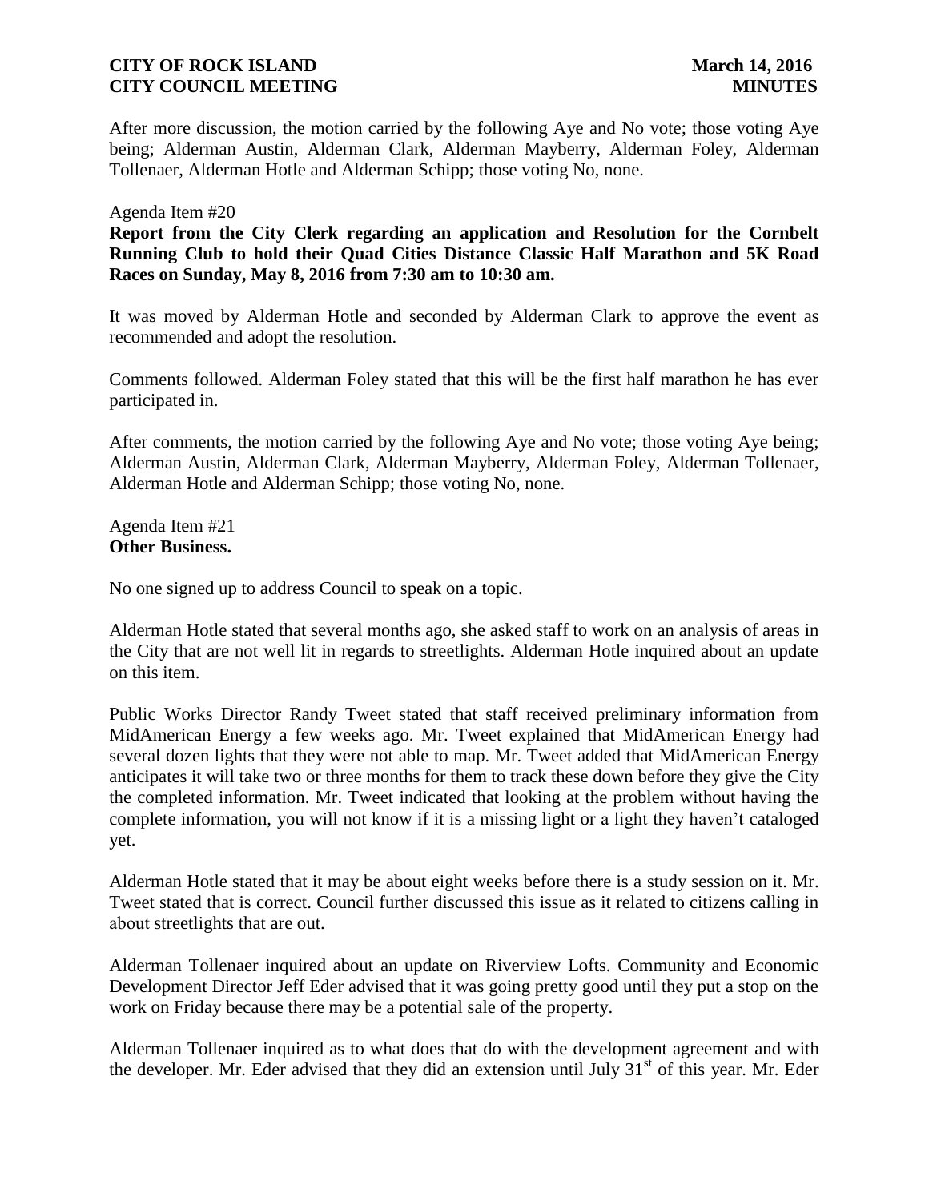After more discussion, the motion carried by the following Aye and No vote; those voting Aye being; Alderman Austin, Alderman Clark, Alderman Mayberry, Alderman Foley, Alderman Tollenaer, Alderman Hotle and Alderman Schipp; those voting No, none.

Agenda Item #20

**Report from the City Clerk regarding an application and Resolution for the Cornbelt Running Club to hold their Quad Cities Distance Classic Half Marathon and 5K Road Races on Sunday, May 8, 2016 from 7:30 am to 10:30 am.**

It was moved by Alderman Hotle and seconded by Alderman Clark to approve the event as recommended and adopt the resolution.

Comments followed. Alderman Foley stated that this will be the first half marathon he has ever participated in.

After comments, the motion carried by the following Aye and No vote; those voting Aye being; Alderman Austin, Alderman Clark, Alderman Mayberry, Alderman Foley, Alderman Tollenaer, Alderman Hotle and Alderman Schipp; those voting No, none.

Agenda Item #21

**Other Business.**

No one signed up to address Council to speak on a topic.

Alderman Hotle stated that several months ago, she asked staff to work on an analysis of areas in the City that are not well lit in regards to streetlights. Alderman Hotle inquired about an update on this item.

Public Works Director Randy Tweet stated that staff received preliminary information from MidAmerican Energy a few weeks ago. Mr. Tweet explained that MidAmerican Energy had several dozen lights that they were not able to map. Mr. Tweet added that MidAmerican Energy anticipates it will take two or three months for them to track these down before they give the City the completed information. Mr. Tweet indicated that looking at the problem without having the complete information, you will not know if it is a missing light or a light they haven't cataloged yet.

Alderman Hotle stated that it may be about eight weeks before there is a study session on it. Mr. Tweet stated that is correct. Council further discussed this issue as it related to citizens calling in about streetlights that are out.

Alderman Tollenaer inquired about an update on Riverview Lofts. Community and Economic Development Director Jeff Eder advised that it was going pretty good until they put a stop on the work on Friday because there may be a potential sale of the property.

Alderman Tollenaer inquired as to what does that do with the development agreement and with the developer. Mr. Eder advised that they did an extension until July 31st of this year. Mr. Eder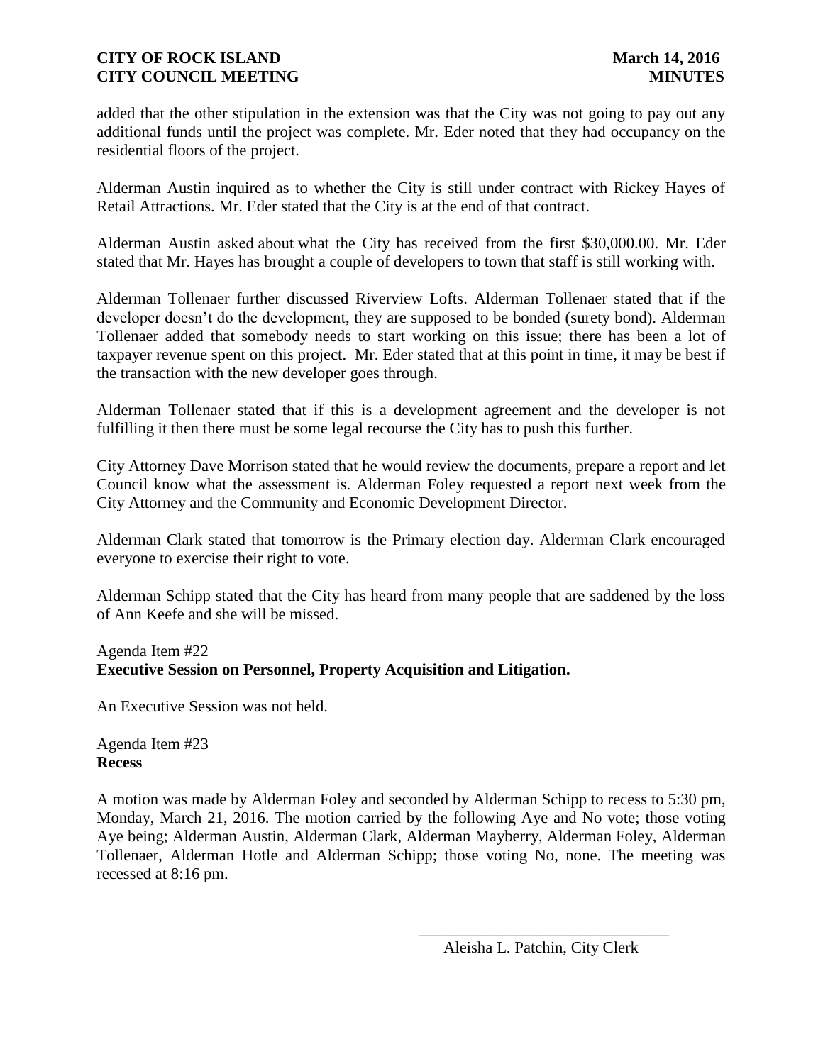added that the other stipulation in the extension was that the City was not going to pay out any additional funds until the project was complete. Mr. Eder noted that they had occupancy on the residential floors of the project.

Alderman Austin inquired as to whether the City is still under contract with Rickey Hayes of Retail Attractions. Mr. Eder stated that the City is at the end of that contract.

Alderman Austin asked about what the City has received from the first $30,000.00. Mr. Eder stated that Mr. Hayes has brought a couple of developers to town that staff is still working with.

Alderman Tollenaer further discussed Riverview Lofts. Alderman Tollenaer stated that if the developer doesn't do the development, they are supposed to be bonded (surety bond). Alderman Tollenaer added that somebody needs to start working on this issue; there has been a lot of taxpayer revenue spent on this project. Mr. Eder stated that at this point in time, it may be best if the transaction with the new developer goes through.

Alderman Tollenaer stated that if this is a development agreement and the developer is not fulfilling it then there must be some legal recourse the City has to push this further.

City Attorney Dave Morrison stated that he would review the documents, prepare a report and let Council know what the assessment is. Alderman Foley requested a report next week from the City Attorney and the Community and Economic Development Director.

Alderman Clark stated that tomorrow is the Primary election day. Alderman Clark encouraged everyone to exercise their right to vote.

Alderman Schipp stated that the City has heard from many people that are saddened by the loss of Ann Keefe and she will be missed.

Agenda Item #22
**Executive Session on Personnel, Property Acquisition and Litigation.**

An Executive Session was not held.

Agenda Item #23
**Recess**

A motion was made by Alderman Foley and seconded by Alderman Schipp to recess to 5:30 pm, Monday, March 21, 2016. The motion carried by the following Aye and No vote; those voting Aye being; Alderman Austin, Alderman Clark, Alderman Mayberry, Alderman Foley, Alderman Tollenaer, Alderman Hotle and Alderman Schipp; those voting No, none. The meeting was recessed at 8:16 pm.

\_\_\_\_\_\_\_\_\_\_\_\_\_\_\_\_\_\_\_\_\_\_\_\_\_\_\_\_\_\_\_\_

Aleisha L. Patchin, City Clerk